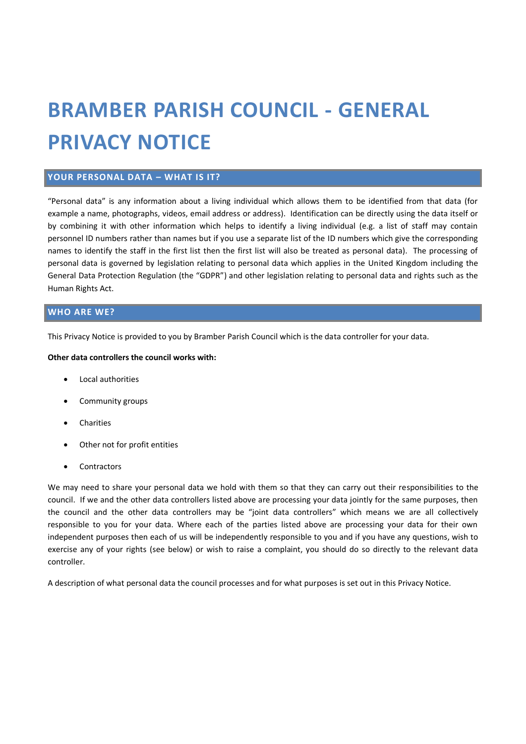# BRAMBER PARISH COUNCIL - GENERAL PRIVACY NOTICE

## YOUR PERSONAL DATA – WHAT IS IT?

"Personal data" is any information about a living individual which allows them to be identified from that data (for example a name, photographs, videos, email address or address). Identification can be directly using the data itself or by combining it with other information which helps to identify a living individual (e.g. a list of staff may contain personnel ID numbers rather than names but if you use a separate list of the ID numbers which give the corresponding names to identify the staff in the first list then the first list will also be treated as personal data). The processing of personal data is governed by legislation relating to personal data which applies in the United Kingdom including the General Data Protection Regulation (the "GDPR") and other legislation relating to personal data and rights such as the Human Rights Act.

## WHO ARE WE?

This Privacy Notice is provided to you by Bramber Parish Council which is the data controller for your data.

**Other data controllers the council works with:**

- Local authorities
- Community groups
- Charities
- Other not for profit entities
- Contractors

We may need to share your personal data we hold with them so that they can carry out their responsibilities to the council. If we and the other data controllers listed above are processing your data jointly for the same purposes, then the council and the other data controllers may be "joint data controllers" which means we are all collectively responsible to you for your data. Where each of the parties listed above are processing your data for their own independent purposes then each of us will be independently responsible to you and if you have any questions, wish to exercise any of your rights (see below) or wish to raise a complaint, you should do so directly to the relevant data controller.

A description of what personal data the council processes and for what purposes is set out in this Privacy Notice.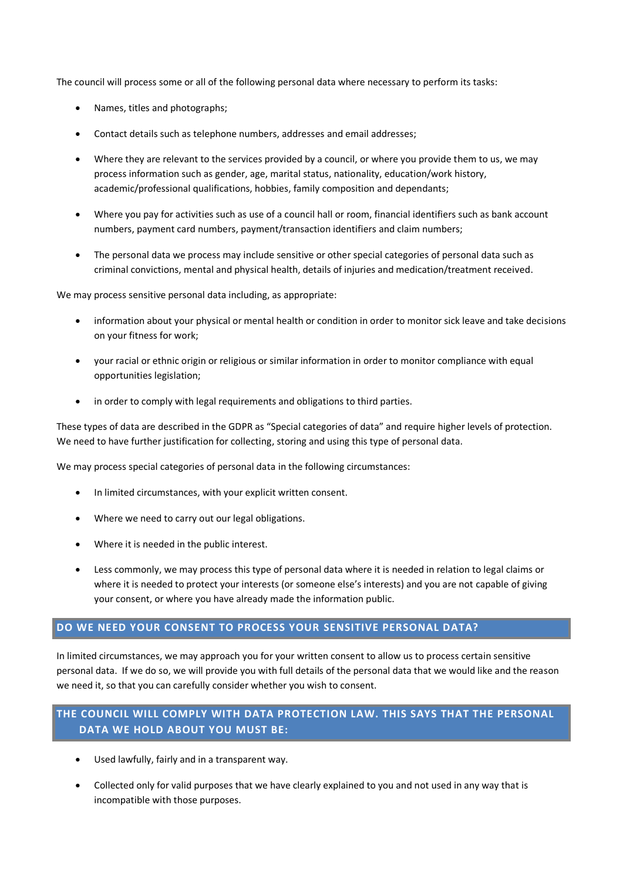The council will process some or all of the following personal data where necessary to perform its tasks:

- Names, titles and photographs;
- Contact details such as telephone numbers, addresses and email addresses;
- Where they are relevant to the services provided by a council, or where you provide them to us, we may process information such as gender, age, marital status, nationality, education/work history, academic/professional qualifications, hobbies, family composition and dependants;
- Where you pay for activities such as use of a council hall or room, financial identifiers such as bank account numbers, payment card numbers, payment/transaction identifiers and claim numbers;
- The personal data we process may include sensitive or other special categories of personal data such as criminal convictions, mental and physical health, details of injuries and medication/treatment received.

We may process sensitive personal data including, as appropriate:

- information about your physical or mental health or condition in order to monitor sick leave and take decisions on your fitness for work;
- your racial or ethnic origin or religious or similar information in order to monitor compliance with equal opportunities legislation;
- in order to comply with legal requirements and obligations to third parties.

These types of data are described in the GDPR as "Special categories of data" and require higher levels of protection. We need to have further justification for collecting, storing and using this type of personal data.

We may process special categories of personal data in the following circumstances:

- In limited circumstances, with your explicit written consent.
- Where we need to carry out our legal obligations.
- Where it is needed in the public interest.
- Less commonly, we may process this type of personal data where it is needed in relation to legal claims or where it is needed to protect your interests (or someone else's interests) and you are not capable of giving your consent, or where you have already made the information public.

## DO WE NEED YOUR CONSENT TO PROCESS YOUR SENSITIVE PERSONAL DATA?

In limited circumstances, we may approach you for your written consent to allow us to process certain sensitive personal data. If we do so, we will provide you with full details of the personal data that we would like and the reason we need it, so that you can carefully consider whether you wish to consent.

## THE COUNCIL WILL COMPLY WITH DATA PROTECTION LAW. THIS SAYS THAT THE PERSONAL DATA WE HOLD ABOUT YOU MUST BE:

- Used lawfully, fairly and in a transparent way.
- Collected only for valid purposes that we have clearly explained to you and not used in any way that is incompatible with those purposes.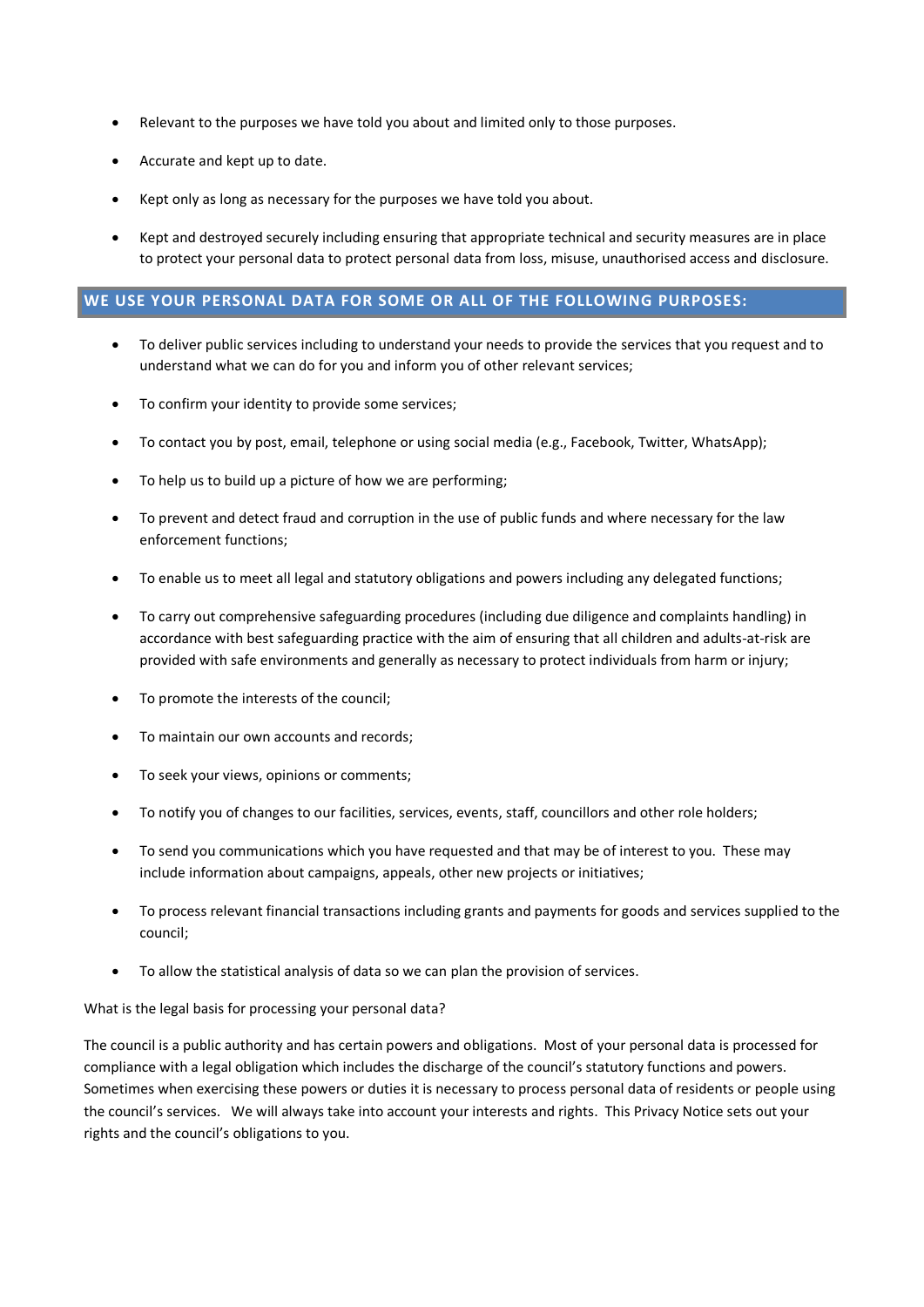- Relevant to the purposes we have told you about and limited only to those purposes.
- Accurate and kept up to date.
- Kept only as long as necessary for the purposes we have told you about.
- Kept and destroyed securely including ensuring that appropriate technical and security measures are in place to protect your personal data to protect personal data from loss, misuse, unauthorised access and disclosure.

## WE USE YOUR PERSONAL DATA FOR SOME OR ALL OF THE FOLLOWING PURPOSES:

- To deliver public services including to understand your needs to provide the services that you request and to understand what we can do for you and inform you of other relevant services;
- To confirm your identity to provide some services;
- To contact you by post, email, telephone or using social media (e.g., Facebook, Twitter, WhatsApp);
- To help us to build up a picture of how we are performing;
- To prevent and detect fraud and corruption in the use of public funds and where necessary for the law enforcement functions;
- To enable us to meet all legal and statutory obligations and powers including any delegated functions;
- To carry out comprehensive safeguarding procedures (including due diligence and complaints handling) in accordance with best safeguarding practice with the aim of ensuring that all children and adults-at-risk are provided with safe environments and generally as necessary to protect individuals from harm or injury;
- To promote the interests of the council;
- To maintain our own accounts and records;
- To seek your views, opinions or comments;
- To notify you of changes to our facilities, services, events, staff, councillors and other role holders;
- To send you communications which you have requested and that may be of interest to you. These may include information about campaigns, appeals, other new projects or initiatives;
- To process relevant financial transactions including grants and payments for goods and services supplied to the council;
- To allow the statistical analysis of data so we can plan the provision of services.

What is the legal basis for processing your personal data?

The council is a public authority and has certain powers and obligations. Most of your personal data is processed for compliance with a legal obligation which includes the discharge of the council's statutory functions and powers. Sometimes when exercising these powers or duties it is necessary to process personal data of residents or people using the council's services. We will always take into account your interests and rights. This Privacy Notice sets out your rights and the council's obligations to you.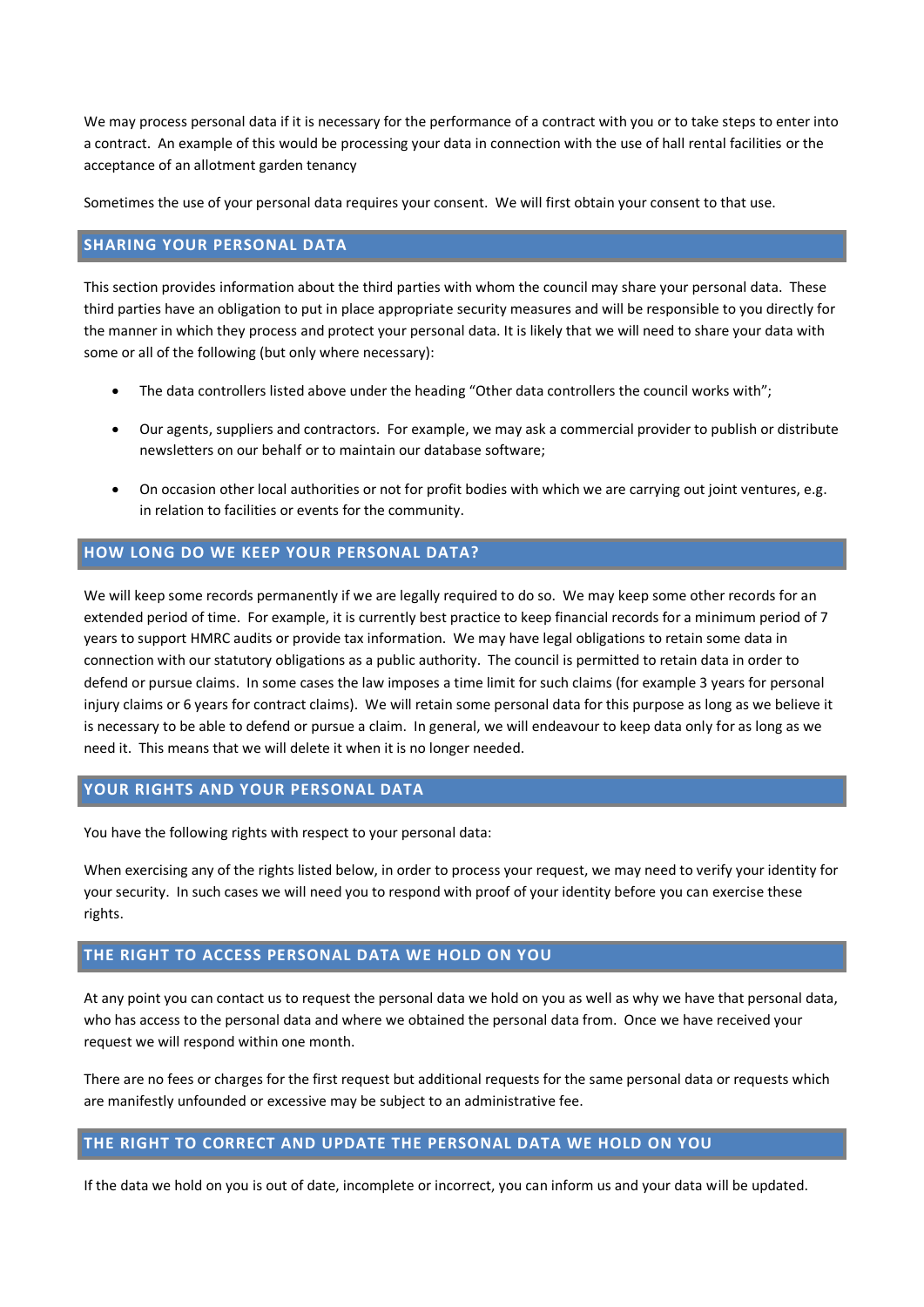We may process personal data if it is necessary for the performance of a contract with you or to take steps to enter into a contract. An example of this would be processing your data in connection with the use of hall rental facilities or the acceptance of an allotment garden tenancy

Sometimes the use of your personal data requires your consent. We will first obtain your consent to that use.

## SHARING YOUR PERSONAL DATA

This section provides information about the third parties with whom the council may share your personal data. These third parties have an obligation to put in place appropriate security measures and will be responsible to you directly for the manner in which they process and protect your personal data. It is likely that we will need to share your data with some or all of the following (but only where necessary):

- The data controllers listed above under the heading "Other data controllers the council works with";
- Our agents, suppliers and contractors. For example, we may ask a commercial provider to publish or distribute newsletters on our behalf or to maintain our database software;
- On occasion other local authorities or not for profit bodies with which we are carrying out joint ventures, e.g. in relation to facilities or events for the community.

## HOW LONG DO WE KEEP YOUR PERSONAL DATA?

We will keep some records permanently if we are legally required to do so. We may keep some other records for an extended period of time. For example, it is currently best practice to keep financial records for a minimum period of 7 years to support HMRC audits or provide tax information. We may have legal obligations to retain some data in connection with our statutory obligations as a public authority. The council is permitted to retain data in order to defend or pursue claims. In some cases the law imposes a time limit for such claims (for example 3 years for personal injury claims or 6 years for contract claims). We will retain some personal data for this purpose as long as we believe it is necessary to be able to defend or pursue a claim. In general, we will endeavour to keep data only for as long as we need it. This means that we will delete it when it is no longer needed.

## YOUR RIGHTS AND YOUR PERSONAL DATA

You have the following rights with respect to your personal data:

When exercising any of the rights listed below, in order to process your request, we may need to verify your identity for your security. In such cases we will need you to respond with proof of your identity before you can exercise these rights.

## THE RIGHT TO ACCESS PERSONAL DATA WE HOLD ON YOU

At any point you can contact us to request the personal data we hold on you as well as why we have that personal data, who has access to the personal data and where we obtained the personal data from. Once we have received your request we will respond within one month.

There are no fees or charges for the first request but additional requests for the same personal data or requests which are manifestly unfounded or excessive may be subject to an administrative fee.

## THE RIGHT TO CORRECT AND UPDATE THE PERSONAL DATA WE HOLD ON YOU

If the data we hold on you is out of date, incomplete or incorrect, you can inform us and your data will be updated.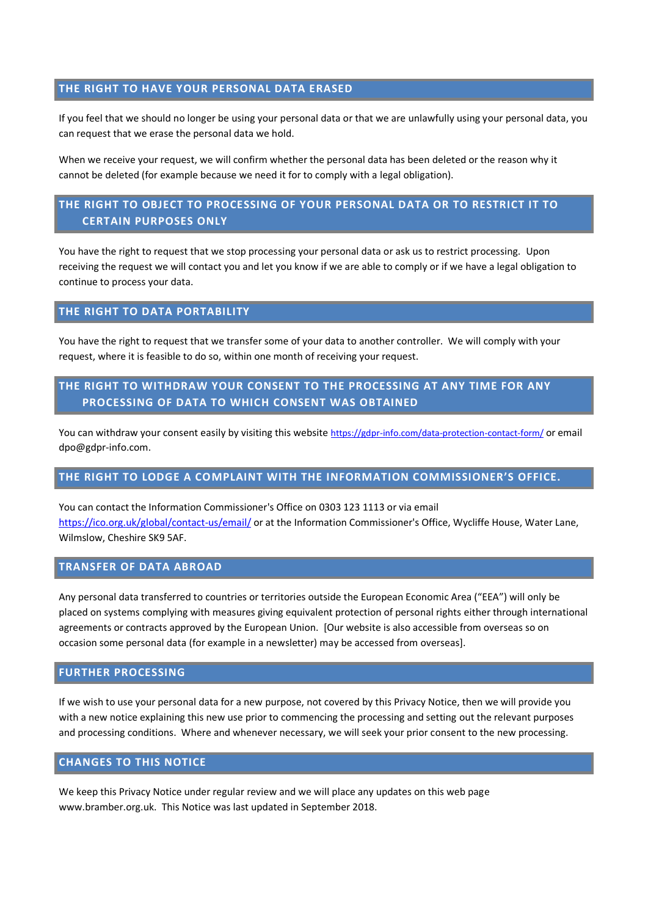## THE RIGHT TO HAVE YOUR PERSONAL DATA ERASED

If you feel that we should no longer be using your personal data or that we are unlawfully using your personal data, you can request that we erase the personal data we hold.

When we receive your request, we will confirm whether the personal data has been deleted or the reason why it cannot be deleted (for example because we need it for to comply with a legal obligation).

## THE RIGHT TO OBJECT TO PROCESSING OF YOUR PERSONAL DATA OR TO RESTRICT IT TO CERTAIN PURPOSES ONLY

You have the right to request that we stop processing your personal data or ask us to restrict processing. Upon receiving the request we will contact you and let you know if we are able to comply or if we have a legal obligation to continue to process your data.

## THE RIGHT TO DATA PORTABILITY

You have the right to request that we transfer some of your data to another controller. We will comply with your request, where it is feasible to do so, within one month of receiving your request.

## THE RIGHT TO WITHDRAW YOUR CONSENT TO THE PROCESSING AT ANY TIME FOR ANY PROCESSING OF DATA TO WHICH CONSENT WAS OBTAINED

You can withdraw your consent easily by visiting this website https://gdpr-info.com/data-protection-contact-form/ or email dpo@gdpr-info.com.

## THE RIGHT TO LODGE A COMPLAINT WITH THE INFORMATION COMMISSIONER'S OFFICE.

You can contact the Information Commissioner's Office on 0303 123 1113 or via email https://ico.org.uk/global/contact-us/email/ or at the Information Commissioner's Office, Wycliffe House, Water Lane, Wilmslow, Cheshire SK9 5AF.

## TRANSFER OF DATA ABROAD

Any personal data transferred to countries or territories outside the European Economic Area ("EEA") will only be placed on systems complying with measures giving equivalent protection of personal rights either through international agreements or contracts approved by the European Union. [Our website is also accessible from overseas so on occasion some personal data (for example in a newsletter) may be accessed from overseas].

## FURTHER PROCESSING

If we wish to use your personal data for a new purpose, not covered by this Privacy Notice, then we will provide you with a new notice explaining this new use prior to commencing the processing and setting out the relevant purposes and processing conditions. Where and whenever necessary, we will seek your prior consent to the new processing.

## CHANGES TO THIS NOTICE

We keep this Privacy Notice under regular review and we will place any updates on this web page www.bramber.org.uk. This Notice was last updated in September 2018.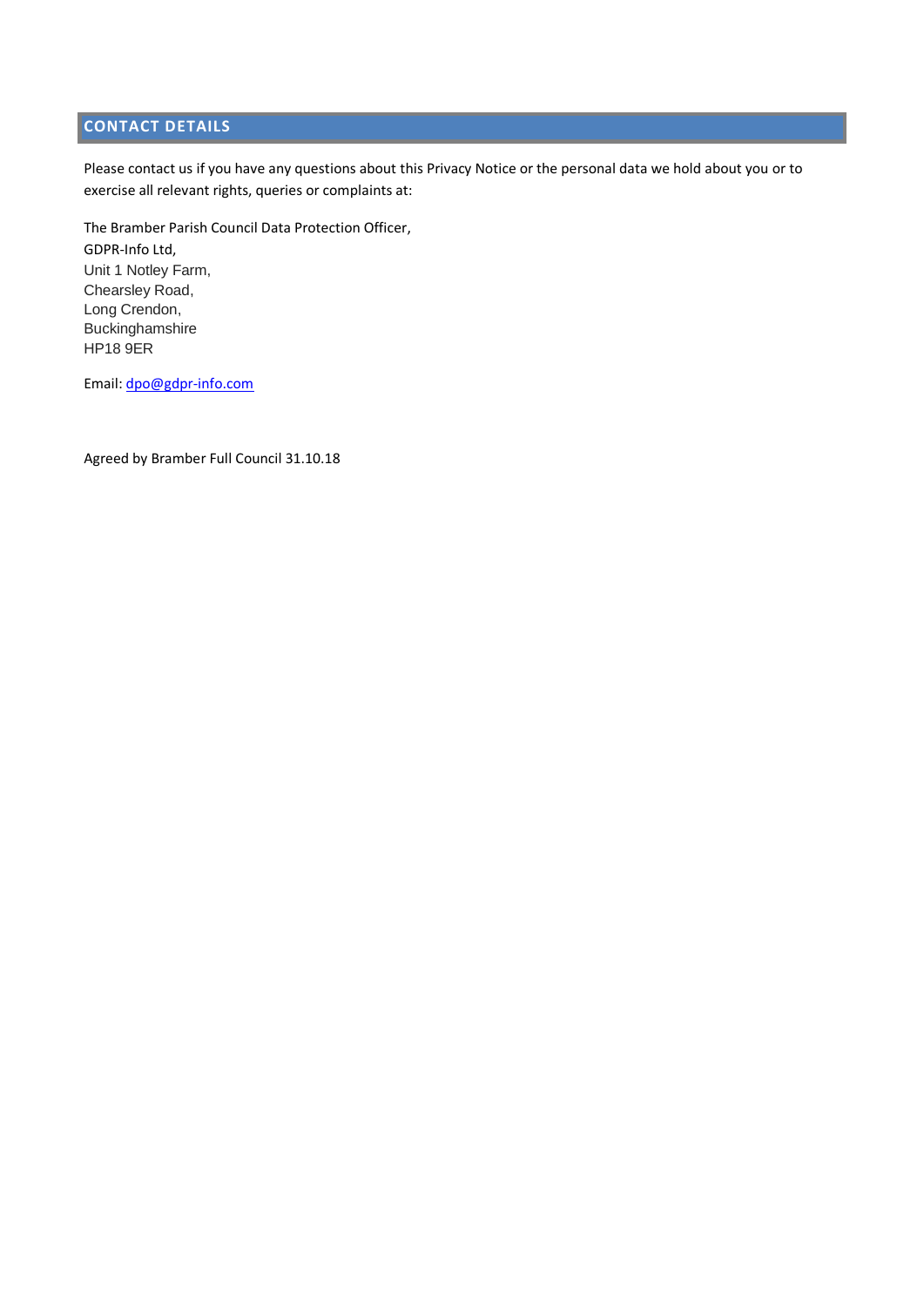## CONTACT DETAILS

Please contact us if you have any questions about this Privacy Notice or the personal data we hold about you or to exercise all relevant rights, queries or complaints at:

The Bramber Parish Council Data Protection Officer,
GDPR-Info Ltd,
Unit 1 Notley Farm,
Chearsley Road,
Long Crendon,
Buckinghamshire
HP18 9ER

Email: dpo@gdpr-info.com

Agreed by Bramber Full Council 31.10.18